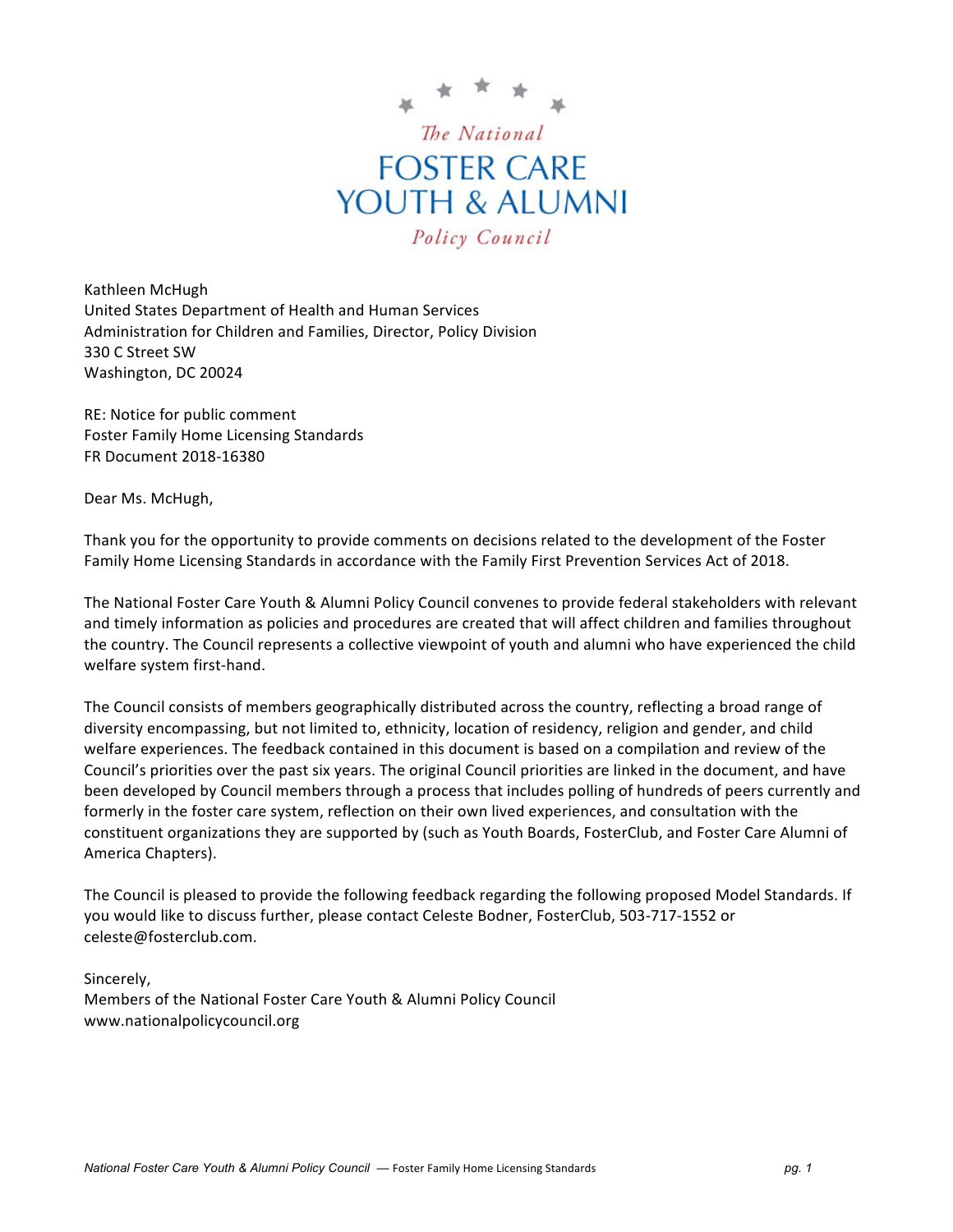The National
# FOSTER CARE YOUTH & ALUMNI
Policy Council

Kathleen McHugh
United States Department of Health and Human Services
Administration for Children and Families, Director, Policy Division
330 C Street SW
Washington, DC 20024

RE: Notice for public comment
Foster Family Home Licensing Standards
FR Document 2018-16380

Dear Ms. McHugh,

Thank you for the opportunity to provide comments on decisions related to the development of the Foster Family Home Licensing Standards in accordance with the Family First Prevention Services Act of 2018.

The National Foster Care Youth & Alumni Policy Council convenes to provide federal stakeholders with relevant and timely information as policies and procedures are created that will affect children and families throughout the country. The Council represents a collective viewpoint of youth and alumni who have experienced the child welfare system first-hand.

The Council consists of members geographically distributed across the country, reflecting a broad range of diversity encompassing, but not limited to, ethnicity, location of residency, religion and gender, and child welfare experiences. The feedback contained in this document is based on a compilation and review of the Council's priorities over the past six years. The original Council priorities are linked in the document, and have been developed by Council members through a process that includes polling of hundreds of peers currently and formerly in the foster care system, reflection on their own lived experiences, and consultation with the constituent organizations they are supported by (such as Youth Boards, FosterClub, and Foster Care Alumni of America Chapters).

The Council is pleased to provide the following feedback regarding the following proposed Model Standards. If you would like to discuss further, please contact Celeste Bodner, FosterClub, 503-717-1552 or celeste@fosterclub.com.

Sincerely,
Members of the National Foster Care Youth & Alumni Policy Council
www.nationalpolicycouncil.org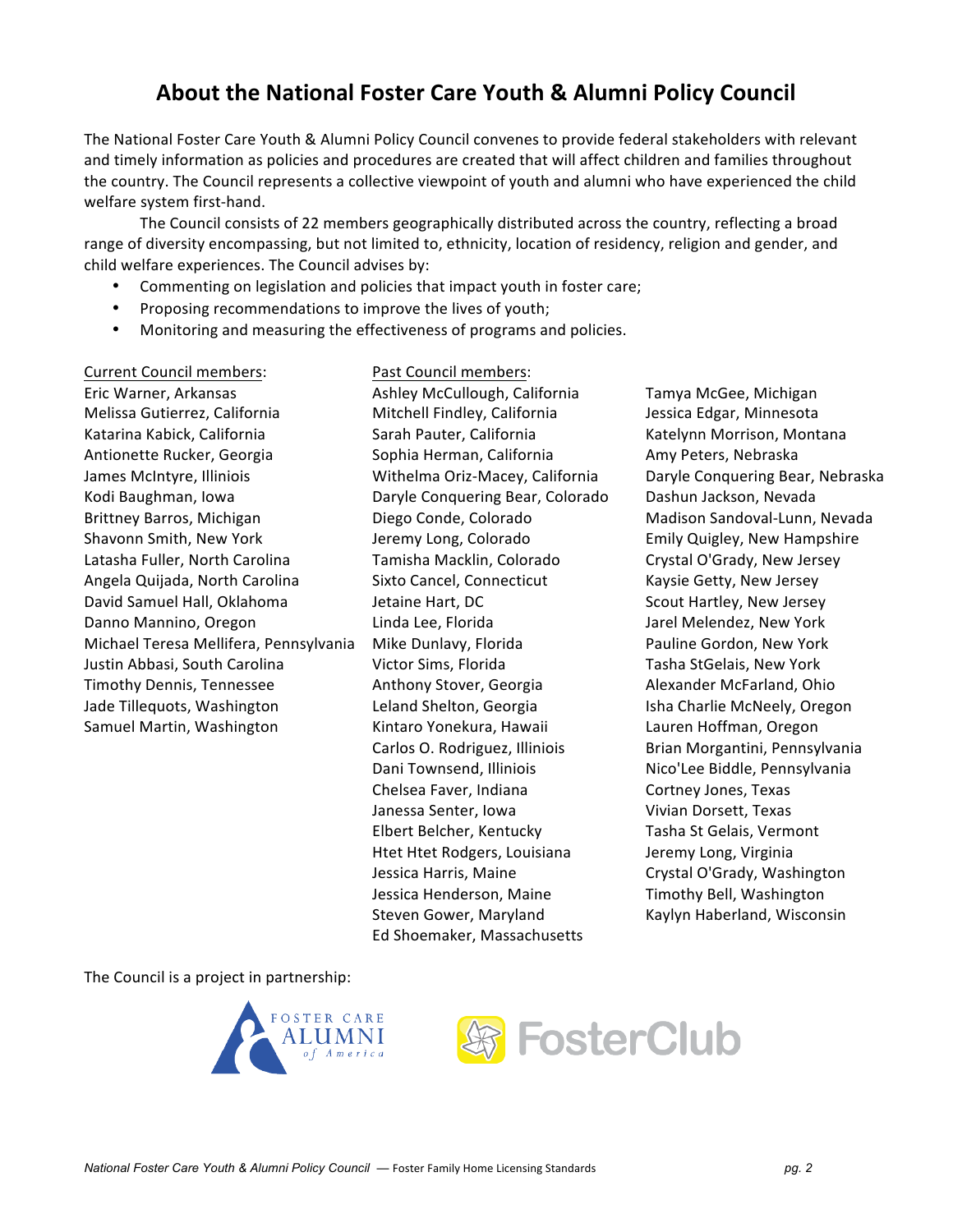# About the National Foster Care Youth & Alumni Policy Council

The National Foster Care Youth & Alumni Policy Council convenes to provide federal stakeholders with relevant and timely information as policies and procedures are created that will affect children and families throughout the country. The Council represents a collective viewpoint of youth and alumni who have experienced the child welfare system first-hand.

The Council consists of 22 members geographically distributed across the country, reflecting a broad range of diversity encompassing, but not limited to, ethnicity, location of residency, religion and gender, and child welfare experiences. The Council advises by:

- Commenting on legislation and policies that impact youth in foster care;
- Proposing recommendations to improve the lives of youth;
- Monitoring and measuring the effectiveness of programs and policies.

Current Council members:

Eric Warner, Arkansas
Melissa Gutierrez, California
Katarina Kabick, California
Antionette Rucker, Georgia
James McIntyre, Illiniois
Kodi Baughman, Iowa
Brittney Barros, Michigan
Shavonn Smith, New York
Latasha Fuller, North Carolina
Angela Quijada, North Carolina
David Samuel Hall, Oklahoma
Danno Mannino, Oregon
Michael Teresa Mellifera, Pennsylvania
Justin Abbasi, South Carolina
Timothy Dennis, Tennessee
Jade Tillequots, Washington
Samuel Martin, Washington

Past Council members:

Ashley McCullough, California
Mitchell Findley, California
Sarah Pauter, California
Sophia Herman, California
Withelma Oriz-Macey, California
Daryle Conquering Bear, Colorado
Diego Conde, Colorado
Jeremy Long, Colorado
Tamisha Macklin, Colorado
Sixto Cancel, Connecticut
Jetaine Hart, DC
Linda Lee, Florida
Mike Dunlavy, Florida
Victor Sims, Florida
Anthony Stover, Georgia
Leland Shelton, Georgia
Kintaro Yonekura, Hawaii
Carlos O. Rodriguez, Illiniois
Dani Townsend, Illiniois
Chelsea Faver, Indiana
Janessa Senter, Iowa
Elbert Belcher, Kentucky
Htet Htet Rodgers, Louisiana
Jessica Harris, Maine
Jessica Henderson, Maine
Steven Gower, Maryland
Ed Shoemaker, Massachusetts
Tamya McGee, Michigan
Jessica Edgar, Minnesota
Katelynn Morrison, Montana
Amy Peters, Nebraska
Daryle Conquering Bear, Nebraska
Dashun Jackson, Nevada
Madison Sandoval-Lunn, Nevada
Emily Quigley, New Hampshire
Crystal O'Grady, New Jersey
Kaysie Getty, New Jersey
Scout Hartley, New Jersey
Jarel Melendez, New York
Pauline Gordon, New York
Tasha StGelais, New York
Alexander McFarland, Ohio
Isha Charlie McNeely, Oregon
Lauren Hoffman, Oregon
Brian Morgantini, Pennsylvania
Nico'Lee Biddle, Pennsylvania
Cortney Jones, Texas
Vivian Dorsett, Texas
Tasha St Gelais, Vermont
Jeremy Long, Virginia
Crystal O'Grady, Washington
Timothy Bell, Washington
Kaylyn Haberland, Wisconsin

The Council is a project in partnership:

FOSTER CARE ALUMNI of America

FosterClub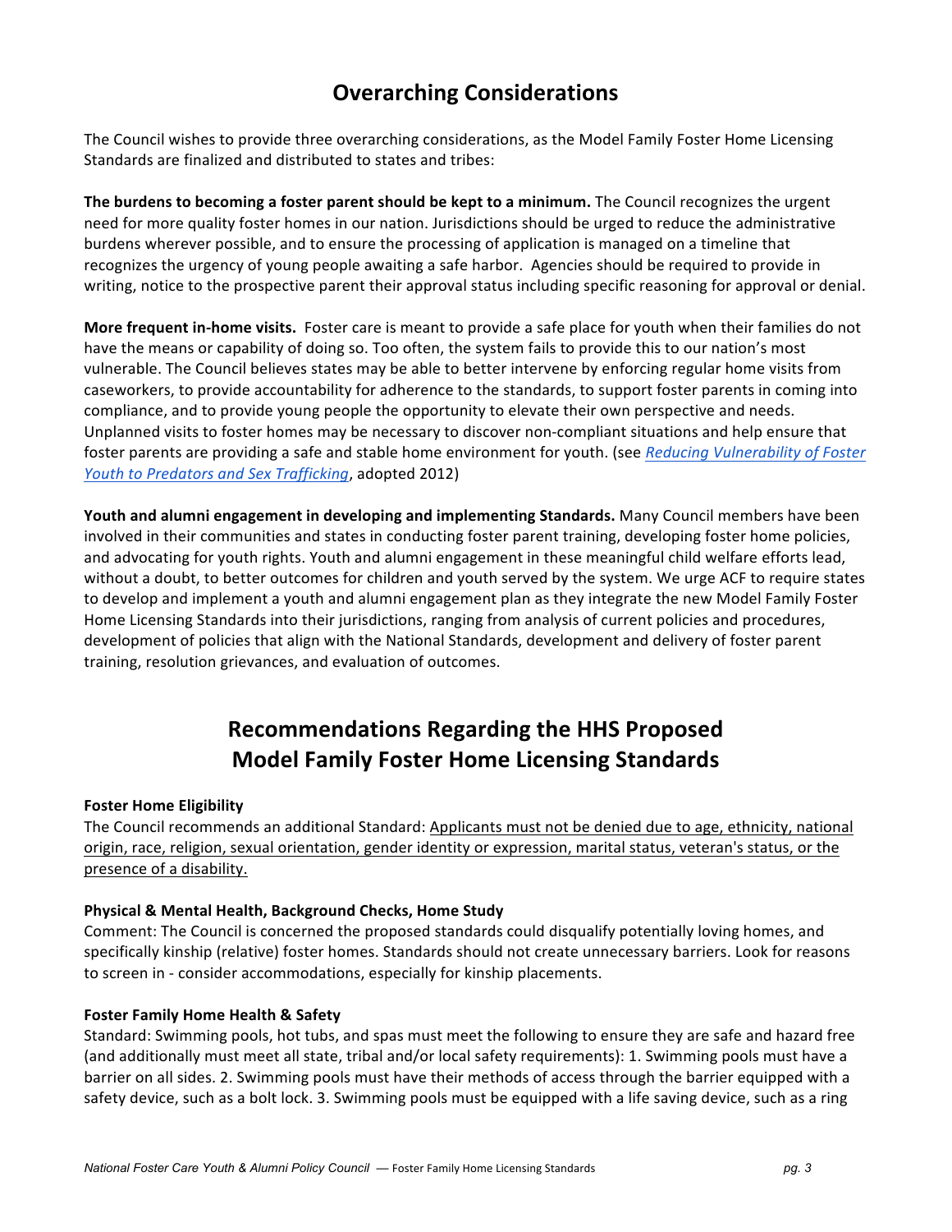## Overarching Considerations

The Council wishes to provide three overarching considerations, as the Model Family Foster Home Licensing Standards are finalized and distributed to states and tribes:

**The burdens to becoming a foster parent should be kept to a minimum.** The Council recognizes the urgent need for more quality foster homes in our nation. Jurisdictions should be urged to reduce the administrative burdens wherever possible, and to ensure the processing of application is managed on a timeline that recognizes the urgency of young people awaiting a safe harbor. Agencies should be required to provide in writing, notice to the prospective parent their approval status including specific reasoning for approval or denial.

**More frequent in-home visits.** Foster care is meant to provide a safe place for youth when their families do not have the means or capability of doing so. Too often, the system fails to provide this to our nation's most vulnerable. The Council believes states may be able to better intervene by enforcing regular home visits from caseworkers, to provide accountability for adherence to the standards, to support foster parents in coming into compliance, and to provide young people the opportunity to elevate their own perspective and needs. Unplanned visits to foster homes may be necessary to discover non-compliant situations and help ensure that foster parents are providing a safe and stable home environment for youth. (see *Reducing Vulnerability of Foster Youth to Predators and Sex Trafficking*, adopted 2012)

**Youth and alumni engagement in developing and implementing Standards.** Many Council members have been involved in their communities and states in conducting foster parent training, developing foster home policies, and advocating for youth rights. Youth and alumni engagement in these meaningful child welfare efforts lead, without a doubt, to better outcomes for children and youth served by the system. We urge ACF to require states to develop and implement a youth and alumni engagement plan as they integrate the new Model Family Foster Home Licensing Standards into their jurisdictions, ranging from analysis of current policies and procedures, development of policies that align with the National Standards, development and delivery of foster parent training, resolution grievances, and evaluation of outcomes.

## Recommendations Regarding the HHS Proposed Model Family Foster Home Licensing Standards

**Foster Home Eligibility**

The Council recommends an additional Standard: Applicants must not be denied due to age, ethnicity, national origin, race, religion, sexual orientation, gender identity or expression, marital status, veteran's status, or the presence of a disability.

**Physical & Mental Health, Background Checks, Home Study**

Comment: The Council is concerned the proposed standards could disqualify potentially loving homes, and specifically kinship (relative) foster homes. Standards should not create unnecessary barriers. Look for reasons to screen in - consider accommodations, especially for kinship placements.

**Foster Family Home Health & Safety**

Standard: Swimming pools, hot tubs, and spas must meet the following to ensure they are safe and hazard free (and additionally must meet all state, tribal and/or local safety requirements): 1. Swimming pools must have a barrier on all sides. 2. Swimming pools must have their methods of access through the barrier equipped with a safety device, such as a bolt lock. 3. Swimming pools must be equipped with a life saving device, such as a ring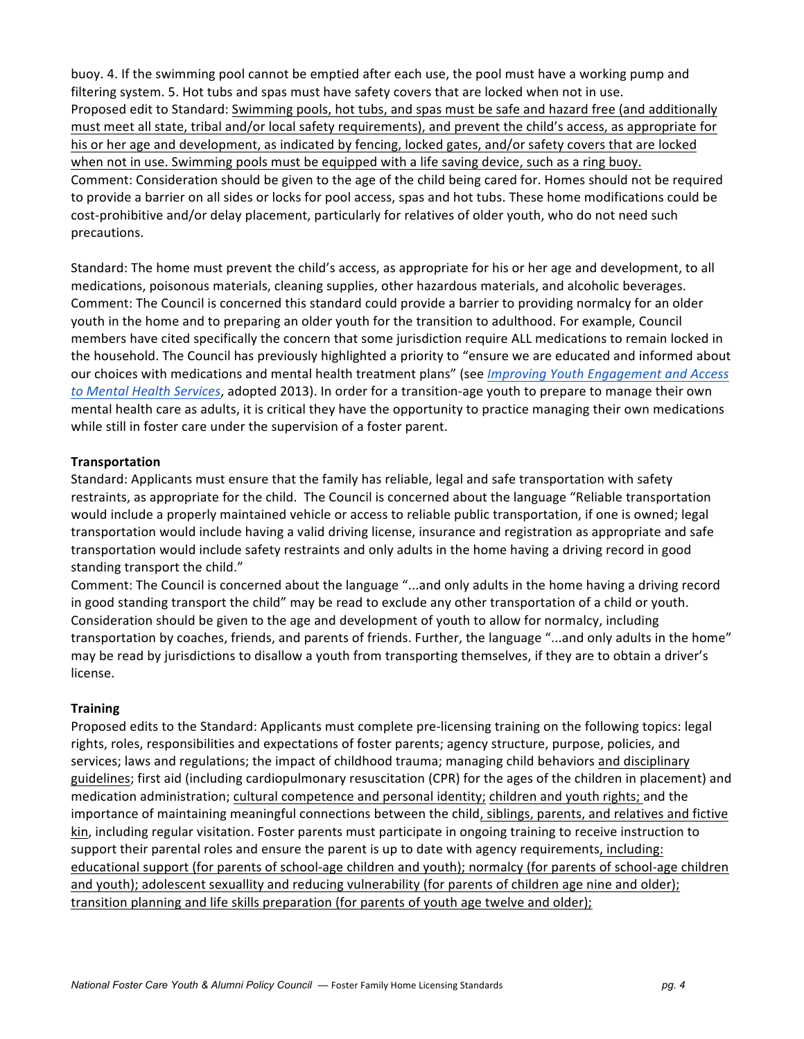buoy. 4. If the swimming pool cannot be emptied after each use, the pool must have a working pump and filtering system. 5. Hot tubs and spas must have safety covers that are locked when not in use.
Proposed edit to Standard: <u>Swimming pools, hot tubs, and spas must be safe and hazard free (and additionally must meet all state, tribal and/or local safety requirements), and prevent the child's access, as appropriate for his or her age and development, as indicated by fencing, locked gates, and/or safety covers that are locked when not in use. Swimming pools must be equipped with a life saving device, such as a ring buoy.</u>
Comment: Consideration should be given to the age of the child being cared for. Homes should not be required to provide a barrier on all sides or locks for pool access, spas and hot tubs. These home modifications could be cost-prohibitive and/or delay placement, particularly for relatives of older youth, who do not need such precautions.

Standard: The home must prevent the child's access, as appropriate for his or her age and development, to all medications, poisonous materials, cleaning supplies, other hazardous materials, and alcoholic beverages.
Comment: The Council is concerned this standard could provide a barrier to providing normalcy for an older youth in the home and to preparing an older youth for the transition to adulthood. For example, Council members have cited specifically the concern that some jurisdiction require ALL medications to remain locked in the household. The Council has previously highlighted a priority to "ensure we are educated and informed about our choices with medications and mental health treatment plans" (see *Improving Youth Engagement and Access to Mental Health Services*, adopted 2013). In order for a transition-age youth to prepare to manage their own mental health care as adults, it is critical they have the opportunity to practice managing their own medications while still in foster care under the supervision of a foster parent.

**Transportation**

Standard: Applicants must ensure that the family has reliable, legal and safe transportation with safety restraints, as appropriate for the child. The Council is concerned about the language "Reliable transportation would include a properly maintained vehicle or access to reliable public transportation, if one is owned; legal transportation would include having a valid driving license, insurance and registration as appropriate and safe transportation would include safety restraints and only adults in the home having a driving record in good standing transport the child."
Comment: The Council is concerned about the language "...and only adults in the home having a driving record in good standing transport the child" may be read to exclude any other transportation of a child or youth. Consideration should be given to the age and development of youth to allow for normalcy, including transportation by coaches, friends, and parents of friends. Further, the language "...and only adults in the home" may be read by jurisdictions to disallow a youth from transporting themselves, if they are to obtain a driver's license.

**Training**

Proposed edits to the Standard: Applicants must complete pre-licensing training on the following topics: legal rights, roles, responsibilities and expectations of foster parents; agency structure, purpose, policies, and services; laws and regulations; the impact of childhood trauma; managing child behaviors <u>and disciplinary guidelines</u>; first aid (including cardiopulmonary resuscitation (CPR) for the ages of the children in placement) and medication administration; <u>cultural competence and personal identity;</u> <u>children and youth rights;</u> and the importance of maintaining meaningful connections between the child<u>, siblings, parents, and relatives and fictive kin</u>, including regular visitation. Foster parents must participate in ongoing training to receive instruction to support their parental roles and ensure the parent is up to date with agency requirements<u>, including: educational support (for parents of school-age children and youth); normalcy (for parents of school-age children and youth); adolescent sexuallity and reducing vulnerability (for parents of children age nine and older); transition planning and life skills preparation (for parents of youth age twelve and older);</u>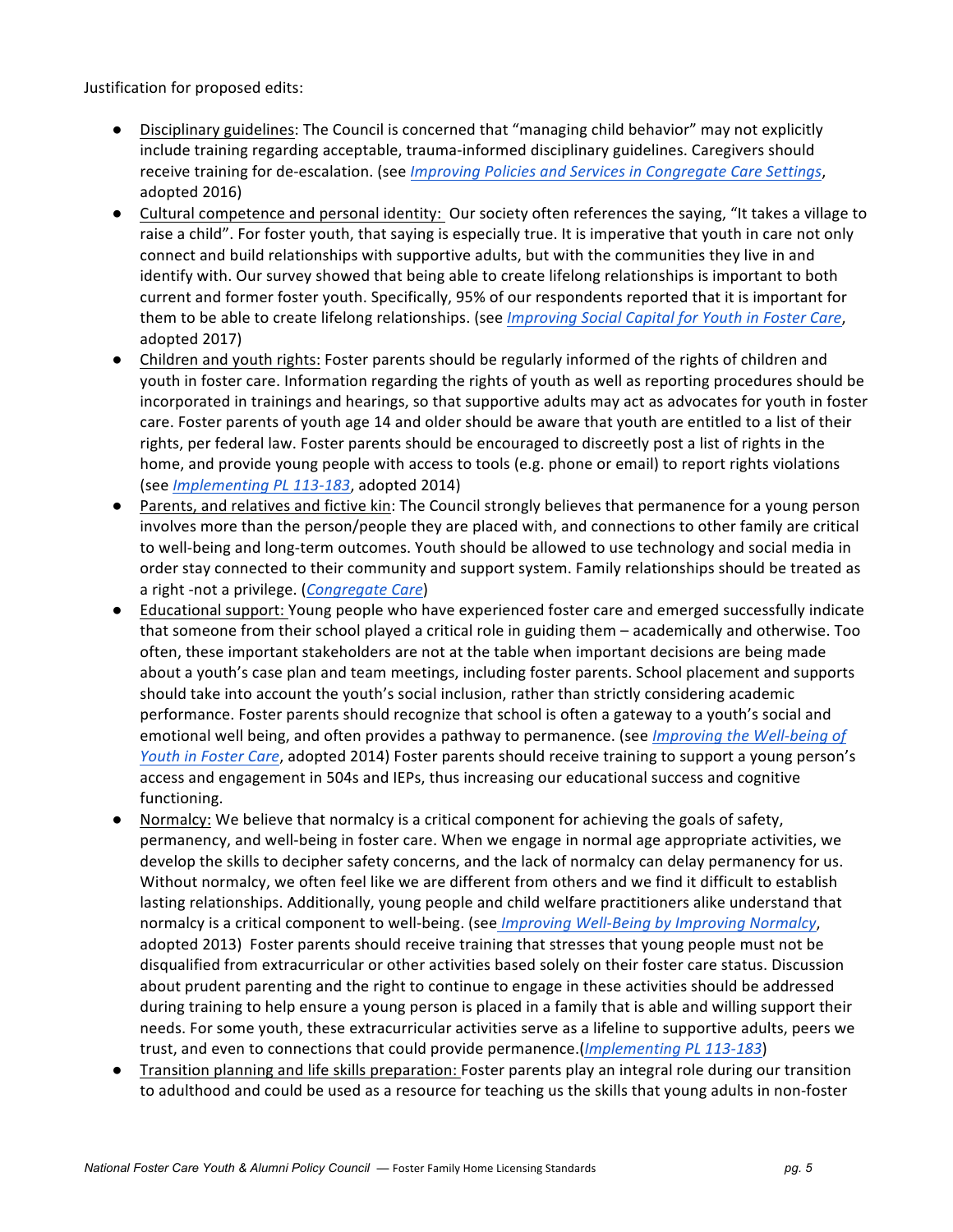Justification for proposed edits:

- Disciplinary guidelines: The Council is concerned that "managing child behavior" may not explicitly include training regarding acceptable, trauma-informed disciplinary guidelines. Caregivers should receive training for de-escalation. (see *Improving Policies and Services in Congregate Care Settings*, adopted 2016)
- Cultural competence and personal identity: Our society often references the saying, "It takes a village to raise a child". For foster youth, that saying is especially true. It is imperative that youth in care not only connect and build relationships with supportive adults, but with the communities they live in and identify with. Our survey showed that being able to create lifelong relationships is important to both current and former foster youth. Specifically, 95% of our respondents reported that it is important for them to be able to create lifelong relationships. (see *Improving Social Capital for Youth in Foster Care*, adopted 2017)
- Children and youth rights: Foster parents should be regularly informed of the rights of children and youth in foster care. Information regarding the rights of youth as well as reporting procedures should be incorporated in trainings and hearings, so that supportive adults may act as advocates for youth in foster care. Foster parents of youth age 14 and older should be aware that youth are entitled to a list of their rights, per federal law. Foster parents should be encouraged to discreetly post a list of rights in the home, and provide young people with access to tools (e.g. phone or email) to report rights violations (see *Implementing PL 113-183*, adopted 2014)
- Parents, and relatives and fictive kin: The Council strongly believes that permanence for a young person involves more than the person/people they are placed with, and connections to other family are critical to well-being and long-term outcomes. Youth should be allowed to use technology and social media in order stay connected to their community and support system. Family relationships should be treated as a right -not a privilege. (*Congregate Care*)
- Educational support: Young people who have experienced foster care and emerged successfully indicate that someone from their school played a critical role in guiding them – academically and otherwise. Too often, these important stakeholders are not at the table when important decisions are being made about a youth's case plan and team meetings, including foster parents. School placement and supports should take into account the youth's social inclusion, rather than strictly considering academic performance. Foster parents should recognize that school is often a gateway to a youth's social and emotional well being, and often provides a pathway to permanence. (see *Improving the Well-being of Youth in Foster Care*, adopted 2014) Foster parents should receive training to support a young person's access and engagement in 504s and IEPs, thus increasing our educational success and cognitive functioning.
- Normalcy: We believe that normalcy is a critical component for achieving the goals of safety, permanency, and well-being in foster care. When we engage in normal age appropriate activities, we develop the skills to decipher safety concerns, and the lack of normalcy can delay permanency for us. Without normalcy, we often feel like we are different from others and we find it difficult to establish lasting relationships. Additionally, young people and child welfare practitioners alike understand that normalcy is a critical component to well-being. (see *Improving Well-Being by Improving Normalcy*, adopted 2013) Foster parents should receive training that stresses that young people must not be disqualified from extracurricular or other activities based solely on their foster care status. Discussion about prudent parenting and the right to continue to engage in these activities should be addressed during training to help ensure a young person is placed in a family that is able and willing support their needs. For some youth, these extracurricular activities serve as a lifeline to supportive adults, peers we trust, and even to connections that could provide permanence.(*Implementing PL 113-183*)
- Transition planning and life skills preparation: Foster parents play an integral role during our transition to adulthood and could be used as a resource for teaching us the skills that young adults in non-foster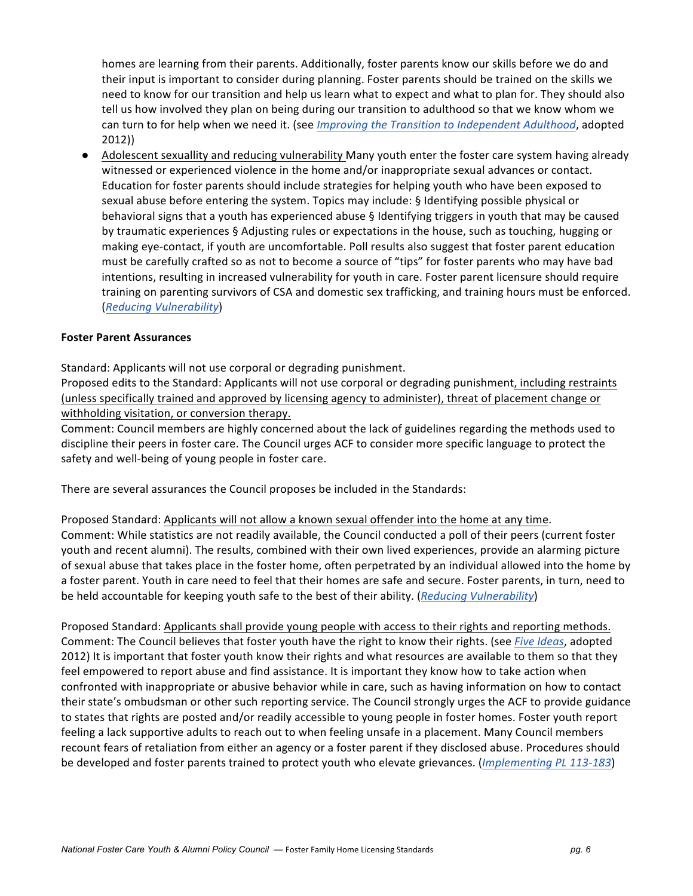homes are learning from their parents. Additionally, foster parents know our skills before we do and their input is important to consider during planning. Foster parents should be trained on the skills we need to know for our transition and help us learn what to expect and what to plan for. They should also tell us how involved they plan on being during our transition to adulthood so that we know whom we can turn to for help when we need it. (see *Improving the Transition to Independent Adulthood*, adopted 2012))

- <u>Adolescent sexuallity and reducing vulnerability</u> Many youth enter the foster care system having already witnessed or experienced violence in the home and/or inappropriate sexual advances or contact. Education for foster parents should include strategies for helping youth who have been exposed to sexual abuse before entering the system. Topics may include: § Identifying possible physical or behavioral signs that a youth has experienced abuse § Identifying triggers in youth that may be caused by traumatic experiences § Adjusting rules or expectations in the house, such as touching, hugging or making eye-contact, if youth are uncomfortable. Poll results also suggest that foster parent education must be carefully crafted so as not to become a source of "tips" for foster parents who may have bad intentions, resulting in increased vulnerability for youth in care. Foster parent licensure should require training on parenting survivors of CSA and domestic sex trafficking, and training hours must be enforced. (*Reducing Vulnerability*)

**Foster Parent Assurances**

Standard: Applicants will not use corporal or degrading punishment.
Proposed edits to the Standard: Applicants will not use corporal or degrading punishment<u>, including restraints (unless specifically trained and approved by licensing agency to administer), threat of placement change or withholding visitation, or conversion therapy.</u>
Comment: Council members are highly concerned about the lack of guidelines regarding the methods used to discipline their peers in foster care. The Council urges ACF to consider more specific language to protect the safety and well-being of young people in foster care.

There are several assurances the Council proposes be included in the Standards:

Proposed Standard: <u>Applicants will not allow a known sexual offender into the home at any time</u>.
Comment: While statistics are not readily available, the Council conducted a poll of their peers (current foster youth and recent alumni). The results, combined with their own lived experiences, provide an alarming picture of sexual abuse that takes place in the foster home, often perpetrated by an individual allowed into the home by a foster parent. Youth in care need to feel that their homes are safe and secure. Foster parents, in turn, need to be held accountable for keeping youth safe to the best of their ability. (*Reducing Vulnerability*)

Proposed Standard: <u>Applicants shall provide young people with access to their rights and reporting methods.</u>
Comment: The Council believes that foster youth have the right to know their rights. (see *Five Ideas*, adopted 2012) It is important that foster youth know their rights and what resources are available to them so that they feel empowered to report abuse and find assistance. It is important they know how to take action when confronted with inappropriate or abusive behavior while in care, such as having information on how to contact their state's ombudsman or other such reporting service. The Council strongly urges the ACF to provide guidance to states that rights are posted and/or readily accessible to young people in foster homes. Foster youth report feeling a lack supportive adults to reach out to when feeling unsafe in a placement. Many Council members recount fears of retaliation from either an agency or a foster parent if they disclosed abuse. Procedures should be developed and foster parents trained to protect youth who elevate grievances. (*Implementing PL 113-183*)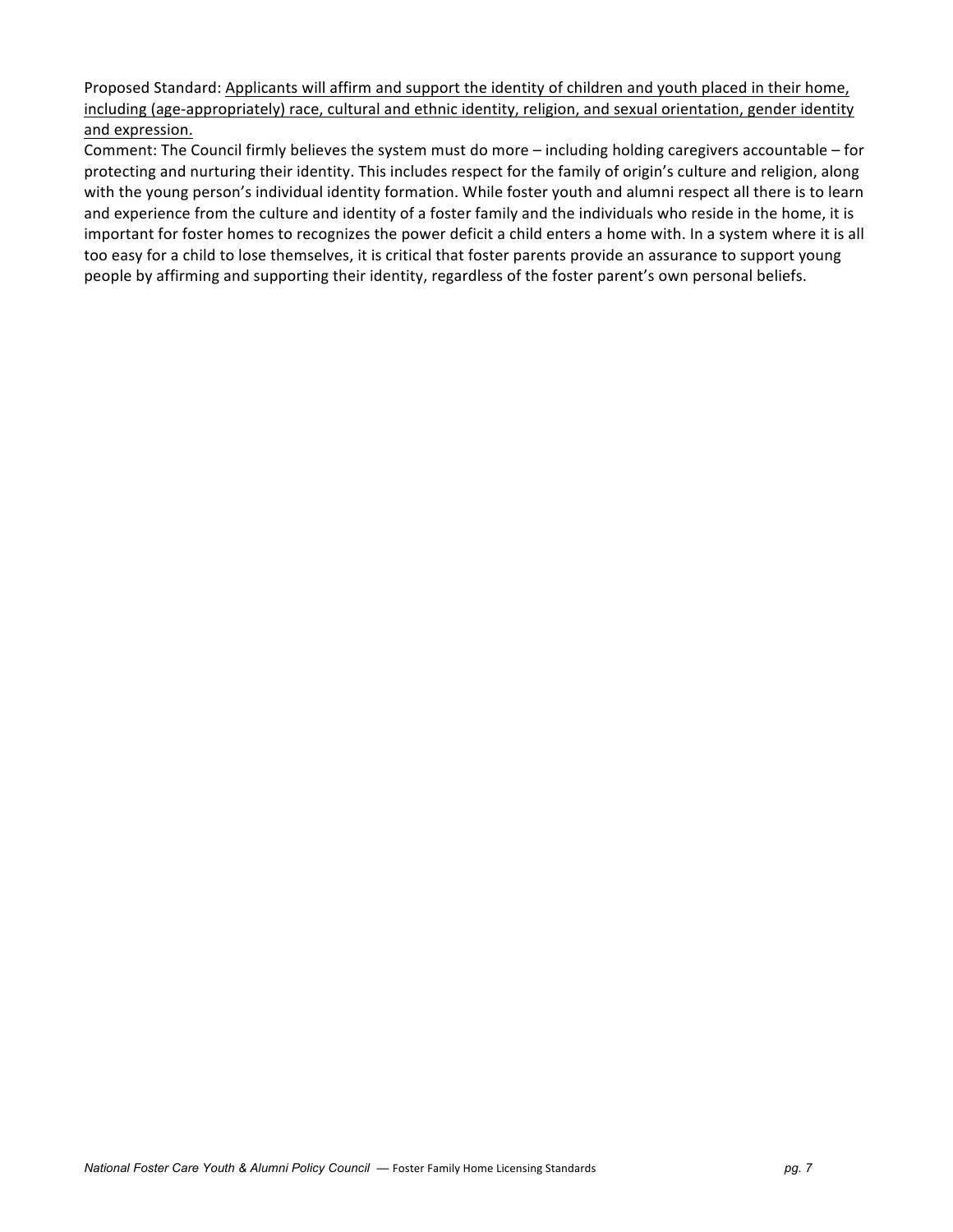Proposed Standard: <u>Applicants will affirm and support the identity of children and youth placed in their home, including (age-appropriately) race, cultural and ethnic identity, religion, and sexual orientation, gender identity and expression.</u>

Comment: The Council firmly believes the system must do more – including holding caregivers accountable – for protecting and nurturing their identity. This includes respect for the family of origin's culture and religion, along with the young person's individual identity formation. While foster youth and alumni respect all there is to learn and experience from the culture and identity of a foster family and the individuals who reside in the home, it is important for foster homes to recognizes the power deficit a child enters a home with. In a system where it is all too easy for a child to lose themselves, it is critical that foster parents provide an assurance to support young people by affirming and supporting their identity, regardless of the foster parent's own personal beliefs.